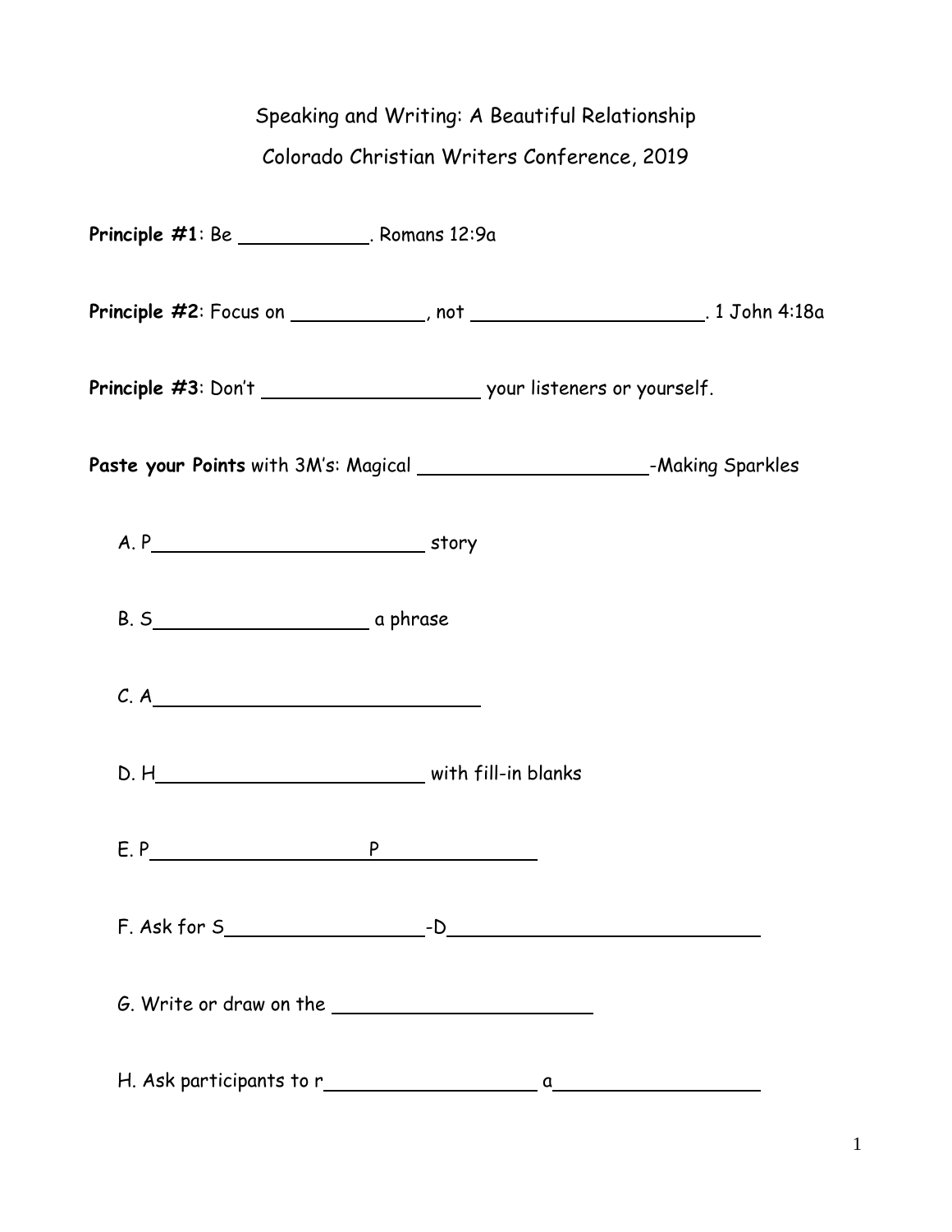# Speaking and Writing: A Beautiful Relationship

## Colorado Christian Writers Conference, 2019

**Principle #1**: Be ____________. Romans 12:9a

**Principle #2**: Focus on ____________, not _____________________. 1 John 4:18a

**Principle #3**: Don't ____________________ your listeners or yourself.

**Paste your Points** with 3M's: Magical ____________________-Making Sparkles

A. P________________________ story

B. S____________________ a phrase

C. A______________________________

D. H________________________ with fill-in blanks

E. P____________________P______________

F. Ask for S__________________-D_____________________________

G. Write or draw on the _______________________

H. Ask participants to r____________________ a___________________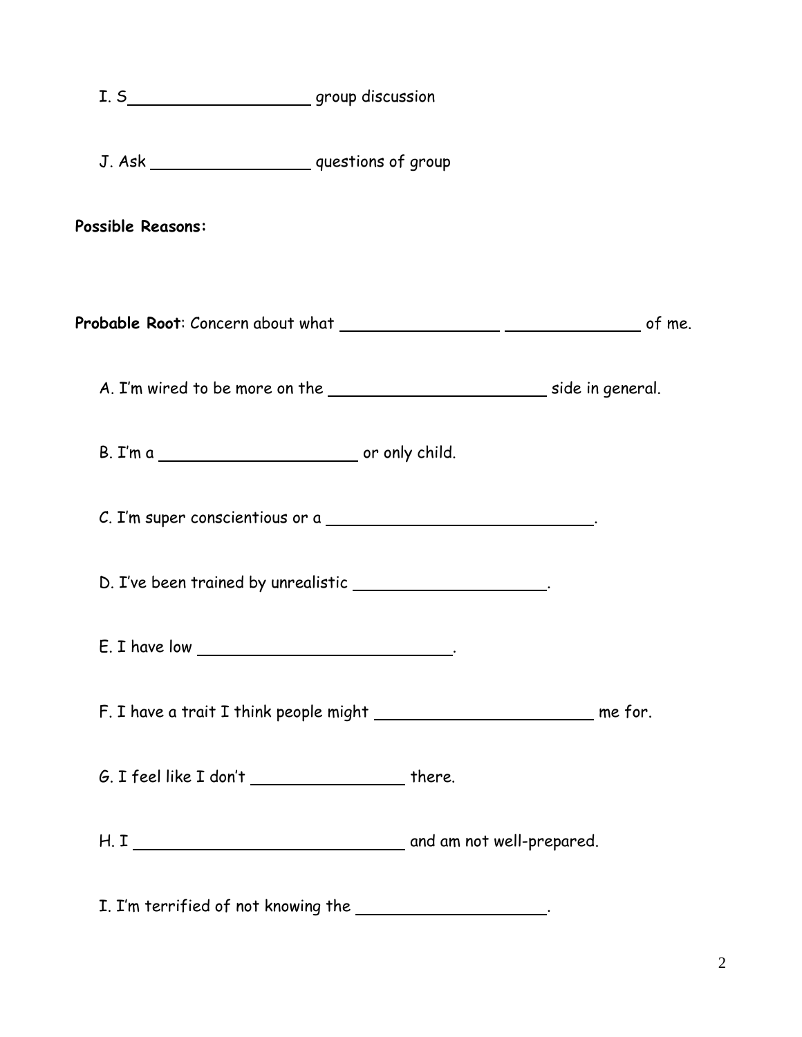I. S____________________ group discussion

J. Ask _________________ questions of group

**Possible Reasons:**

**Probable Root**: Concern about what _________________ _______________ of me.

A. I'm wired to be more on the ________________________ side in general.

B. I'm a _____________________ or only child.

C. I'm super conscientious or a ____________________________.

D. I've been trained by unrealistic ____________________.

E. I have low ___________________________.

F. I have a trait I think people might ________________________ me for.

G. I feel like I don't _________________ there.

H. I ______________________________ and am not well-prepared.

I. I'm terrified of not knowing the ____________________.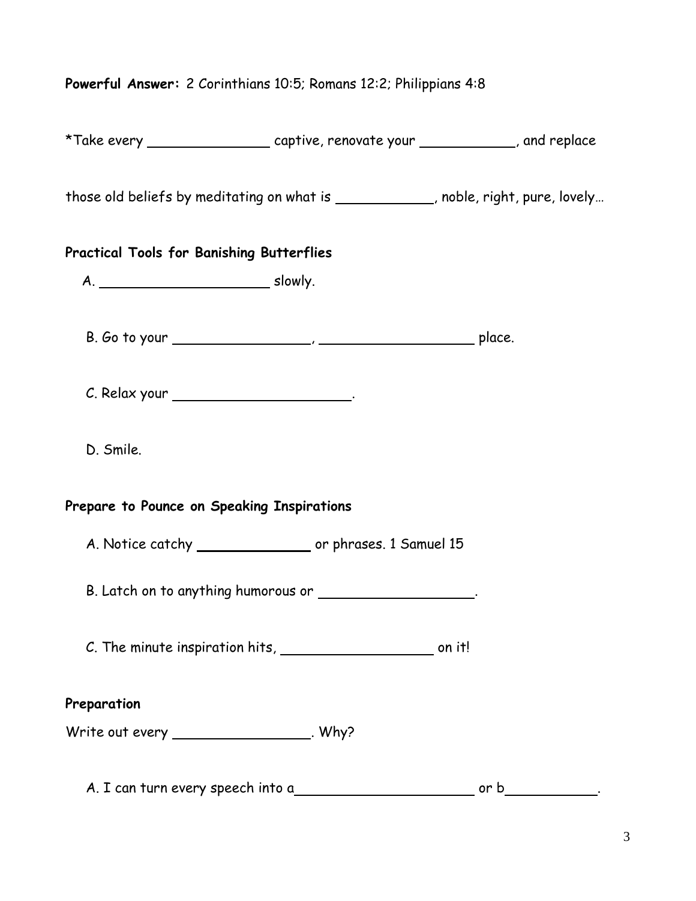**Powerful Answer:** 2 Corinthians 10:5; Romans 12:2; Philippians 4:8

*Take every _______________ captive, renovate your ____________, and replace

those old beliefs by meditating on what is ____________, noble, right, pure, lovely…

**Practical Tools for Banishing Butterflies**

A. _____________________ slowly.

B. Go to your _________________, ___________________ place.

C. Relax your ______________________.

D. Smile.

**Prepare to Pounce on Speaking Inspirations**

A. Notice catchy ______________ or phrases. 1 Samuel 15

B. Latch on to anything humorous or ___________________.

C. The minute inspiration hits, ___________________ on it!

**Preparation**

Write out every _________________. Why?

A. I can turn every speech into a______________________ or b___________.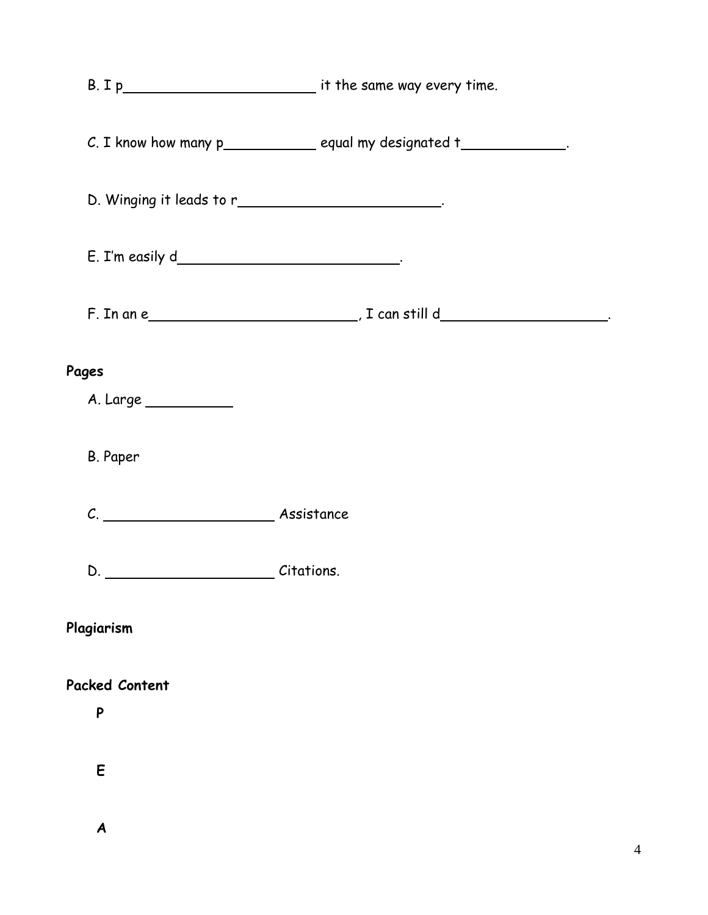B. I p________________________ it the same way every time.

C. I know how many p___________ equal my designated t____________.

D. Winging it leads to r________________________.

E. I'm easily d__________________________.

F. In an e_________________________, I can still d____________________.

**Pages**

A. Large __________

B. Paper

C. ____________________ Assistance

D. ____________________ Citations.

**Plagiarism**

**Packed Content**

**P**

**E**

**A**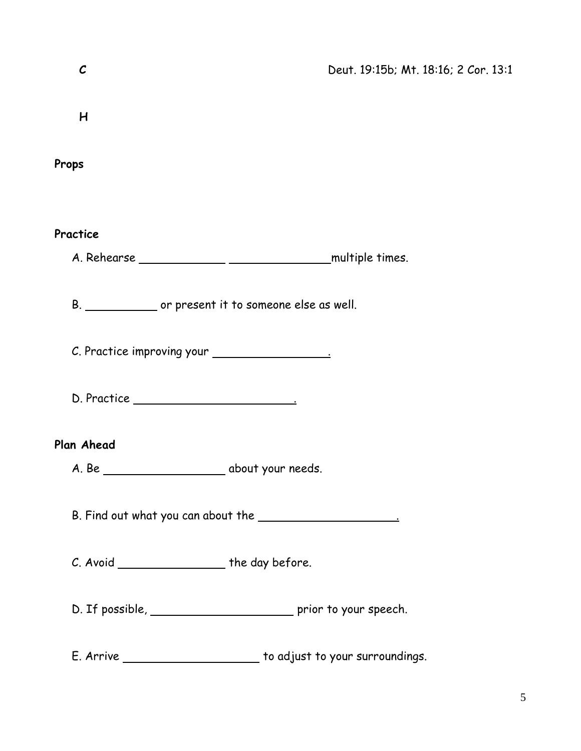**C** Deut. 19:15b; Mt. 18:16; 2 Cor. 13:1

**H**

**Props**

**Practice**

A. Rehearse ____________ ______________multiple times.

B. __________ or present it to someone else as well.

C. Practice improving your ________________.

D. Practice _______________________.

**Plan Ahead**

A. Be _________________ about your needs.

B. Find out what you can about the ___________________.

C. Avoid _______________ the day before.

D. If possible, ____________________ prior to your speech.

E. Arrive ___________________ to adjust to your surroundings.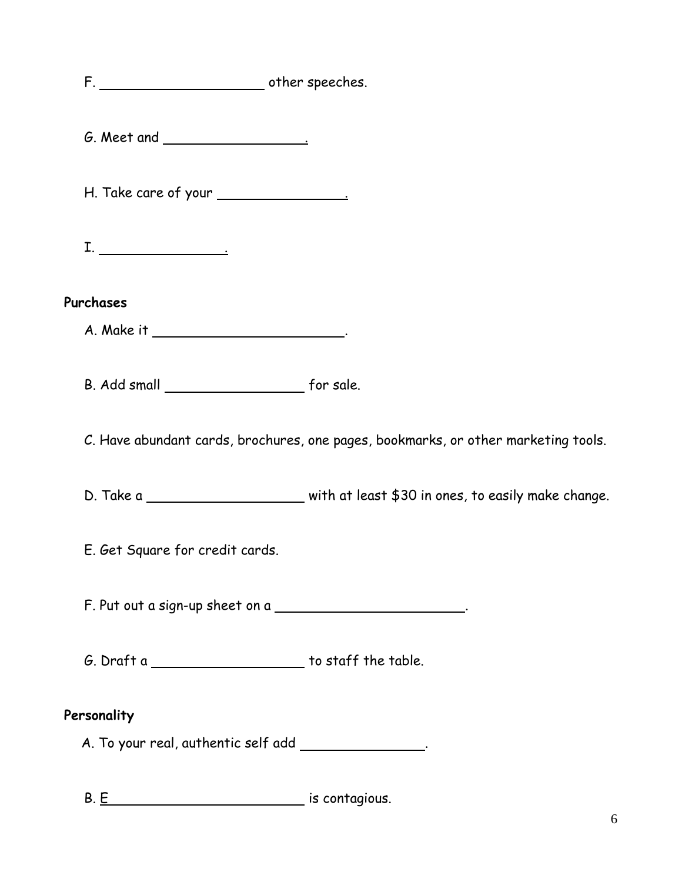F. ____________________ other speeches.

G. Meet and _________________.

H. Take care of your ________________.

I. ________________.

**Purchases**

A. Make it ________________________.

B. Add small _________________ for sale.

C. Have abundant cards, brochures, one pages, bookmarks, or other marketing tools.

D. Take a ___________________ with at least $30 in ones, to easily make change.

E. Get Square for credit cards.

F. Put out a sign-up sheet on a ________________________.

G. Draft a ___________________ to staff the table.

**Personality**

A. To your real, authentic self add ________________.

B. E_________________________ is contagious.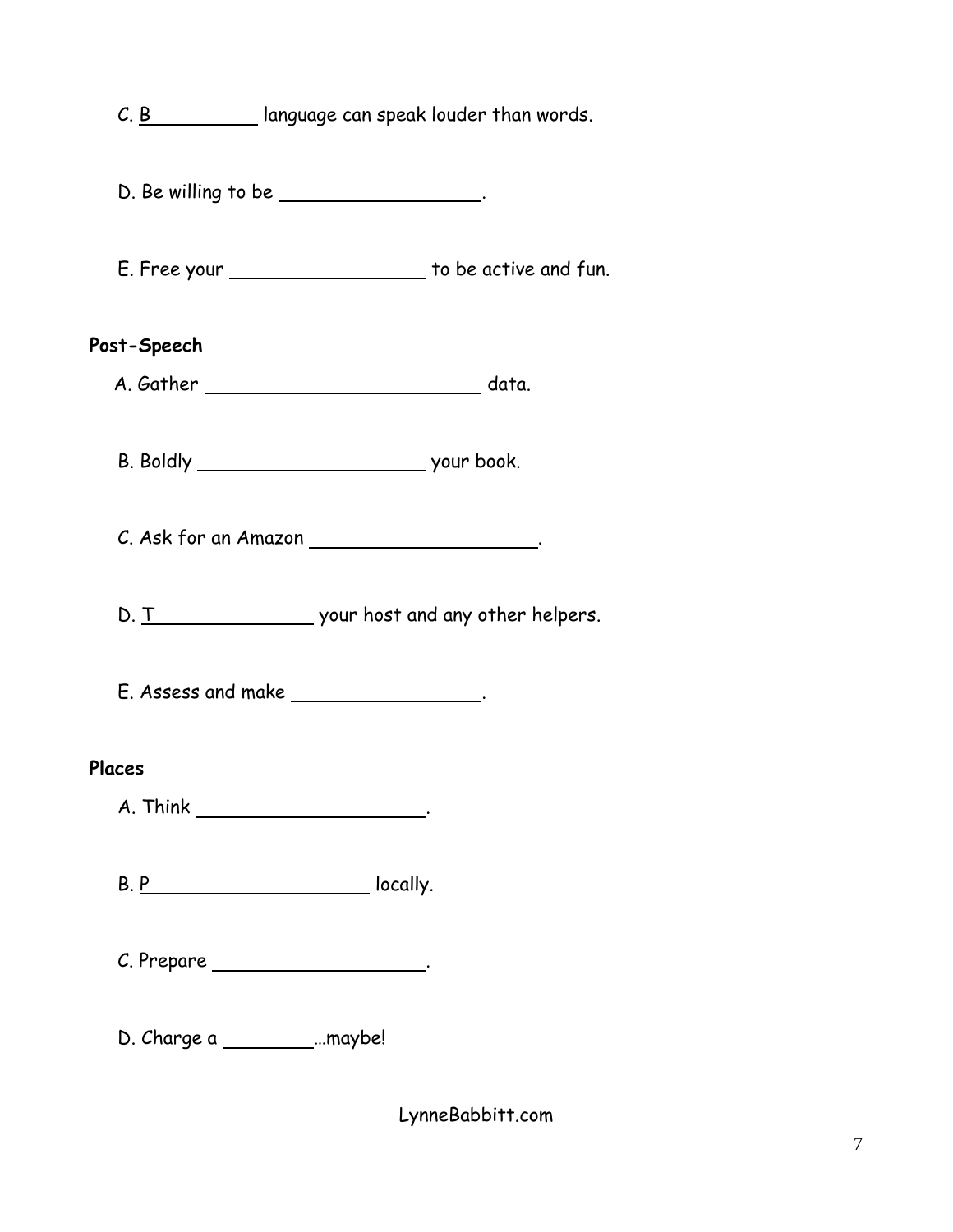C. B__________ language can speak louder than words.

D. Be willing to be __________________.

E. Free your __________________ to be active and fun.

**Post-Speech**

A. Gather _________________________ data.

B. Boldly ____________________ your book.

C. Ask for an Amazon ____________________.

D. T_______________ your host and any other helpers.

E. Assess and make _________________.

**Places**

A. Think ____________________.

B. P____________________ locally.

C. Prepare ____________________.

D. Charge a ________…maybe!

LynneBabbitt.com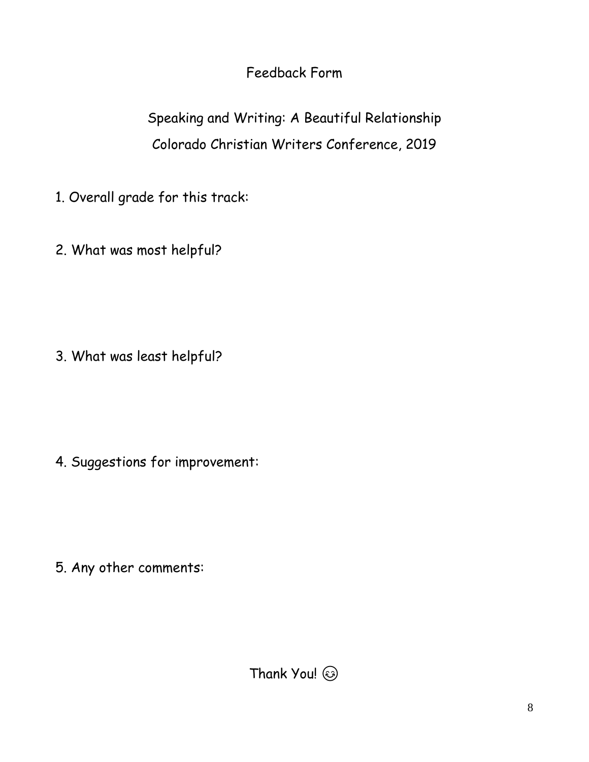# Feedback Form

## Speaking and Writing: A Beautiful Relationship

## Colorado Christian Writers Conference, 2019

1. Overall grade for this track:

2. What was most helpful?

3. What was least helpful?

4. Suggestions for improvement:

5. Any other comments:

Thank You! 😊